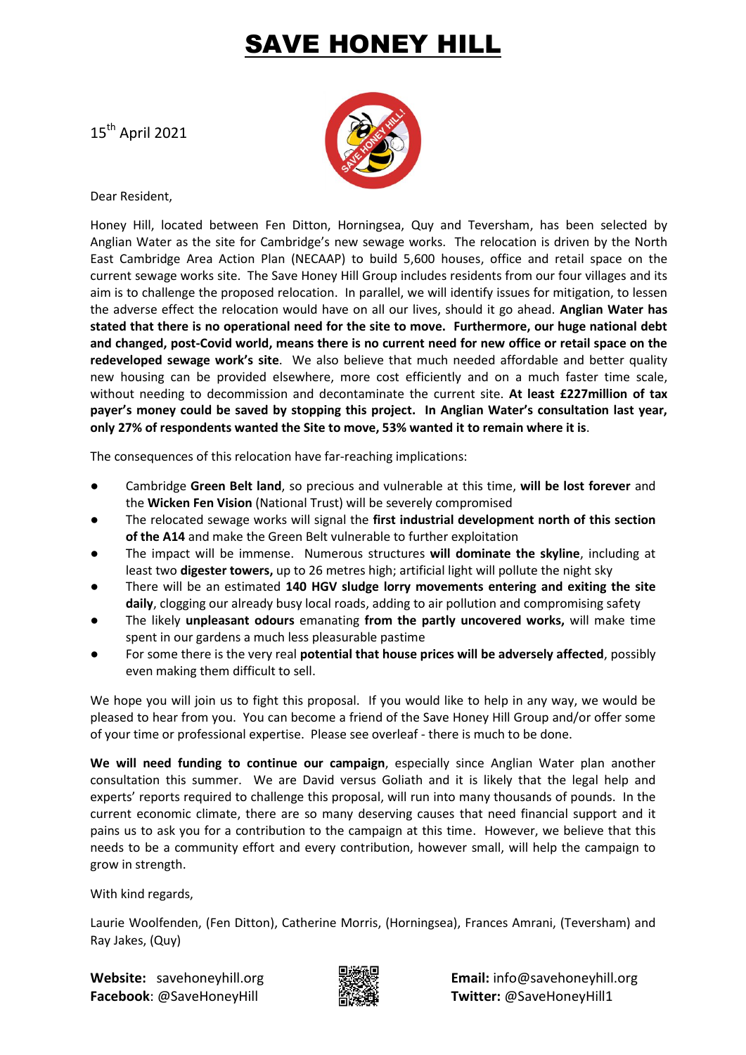# SAVE HONEY HILL

15th April 2021

Dear Resident,

Honey Hill, located between Fen Ditton, Horningsea, Quy and Teversham, has been selected by Anglian Water as the site for Cambridge's new sewage works. The relocation is driven by the North East Cambridge Area Action Plan (NECAAP) to build 5,600 houses, office and retail space on the current sewage works site. The Save Honey Hill Group includes residents from our four villages and its aim is to challenge the proposed relocation. In parallel, we will identify issues for mitigation, to lessen the adverse effect the relocation would have on all our lives, should it go ahead. **Anglian Water has stated that there is no operational need for the site to move. Furthermore, our huge national debt and changed, post-Covid world, means there is no current need for new office or retail space on the redeveloped sewage work's site**. We also believe that much needed affordable and better quality new housing can be provided elsewhere, more cost efficiently and on a much faster time scale, without needing to decommission and decontaminate the current site. **At least £227million of tax payer's money could be saved by stopping this project. In Anglian Water's consultation last year, only 27% of respondents wanted the Site to move, 53% wanted it to remain where it is**.

The consequences of this relocation have far-reaching implications:

- Cambridge **Green Belt land**, so precious and vulnerable at this time, **will be lost forever** and the **Wicken Fen Vision** (National Trust) will be severely compromised
- The relocated sewage works will signal the **first industrial development north of this section of the A14** and make the Green Belt vulnerable to further exploitation
- The impact will be immense. Numerous structures **will dominate the skyline**, including at least two **digester towers,** up to 26 metres high; artificial light will pollute the night sky
- There will be an estimated **140 HGV sludge lorry movements entering and exiting the site daily**, clogging our already busy local roads, adding to air pollution and compromising safety
- The likely **unpleasant odours** emanating **from the partly uncovered works,** will make time spent in our gardens a much less pleasurable pastime
- For some there is the very real **potential that house prices will be adversely affected**, possibly even making them difficult to sell.

We hope you will join us to fight this proposal. If you would like to help in any way, we would be pleased to hear from you. You can become a friend of the Save Honey Hill Group and/or offer some of your time or professional expertise. Please see overleaf - there is much to be done.

**We will need funding to continue our campaign**, especially since Anglian Water plan another consultation this summer. We are David versus Goliath and it is likely that the legal help and experts' reports required to challenge this proposal, will run into many thousands of pounds. In the current economic climate, there are so many deserving causes that need financial support and it pains us to ask you for a contribution to the campaign at this time. However, we believe that this needs to be a community effort and every contribution, however small, will help the campaign to grow in strength.

With kind regards,

Laurie Woolfenden, (Fen Ditton), Catherine Morris, (Horningsea), Frances Amrani, (Teversham) and Ray Jakes, (Quy)

**Website:** savehoneyhill.org
**Facebook**: @SaveHoneyHill

**Email:** info@savehoneyhill.org
**Twitter:** @SaveHoneyHill1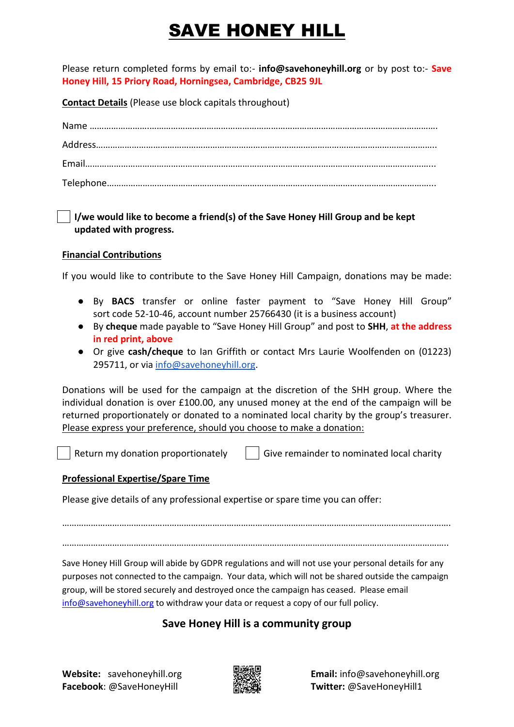# SAVE HONEY HILL

Please return completed forms by email to:- **info@savehoneyhill.org** or by post to:- **Save Honey Hill, 15 Priory Road, Horningsea, Cambridge, CB25 9JL**

**Contact Details** (Please use block capitals throughout)

Name …………………………………………………………………………………………………………………………………

Address………………………………………………………………………………………………………………………………

Email…………………………………………………………………………………………………………………………………

Telephone……………………………………………………………………………………………………………………………

☐ **I/we would like to become a friend(s) of the Save Honey Hill Group and be kept updated with progress.**

**Financial Contributions**

If you would like to contribute to the Save Honey Hill Campaign, donations may be made:

- By **BACS** transfer or online faster payment to "Save Honey Hill Group" sort code 52-10-46, account number 25766430 (it is a business account)
- By **cheque** made payable to "Save Honey Hill Group" and post to **SHH**, **at the address in red print, above**
- Or give **cash/cheque** to Ian Griffith or contact Mrs Laurie Woolfenden on (01223) 295711, or via info@savehoneyhill.org.

Donations will be used for the campaign at the discretion of the SHH group. Where the individual donation is over £100.00, any unused money at the end of the campaign will be returned proportionately or donated to a nominated local charity by the group's treasurer. Please express your preference, should you choose to make a donation:

☐ Return my donation proportionately ☐ Give remainder to nominated local charity

**Professional Expertise/Spare Time**

Please give details of any professional expertise or spare time you can offer:

……………………………………………………………………………………………………………………………………………

……………………………………………………………………………………………………………………………………………

Save Honey Hill Group will abide by GDPR regulations and will not use your personal details for any purposes not connected to the campaign. Your data, which will not be shared outside the campaign group, will be stored securely and destroyed once the campaign has ceased. Please email info@savehoneyhill.org to withdraw your data or request a copy of our full policy.

**Save Honey Hill is a community group**

**Website:** savehoneyhill.org
**Facebook**: @SaveHoneyHill

**Email:** info@savehoneyhill.org
**Twitter:** @SaveHoneyHill1